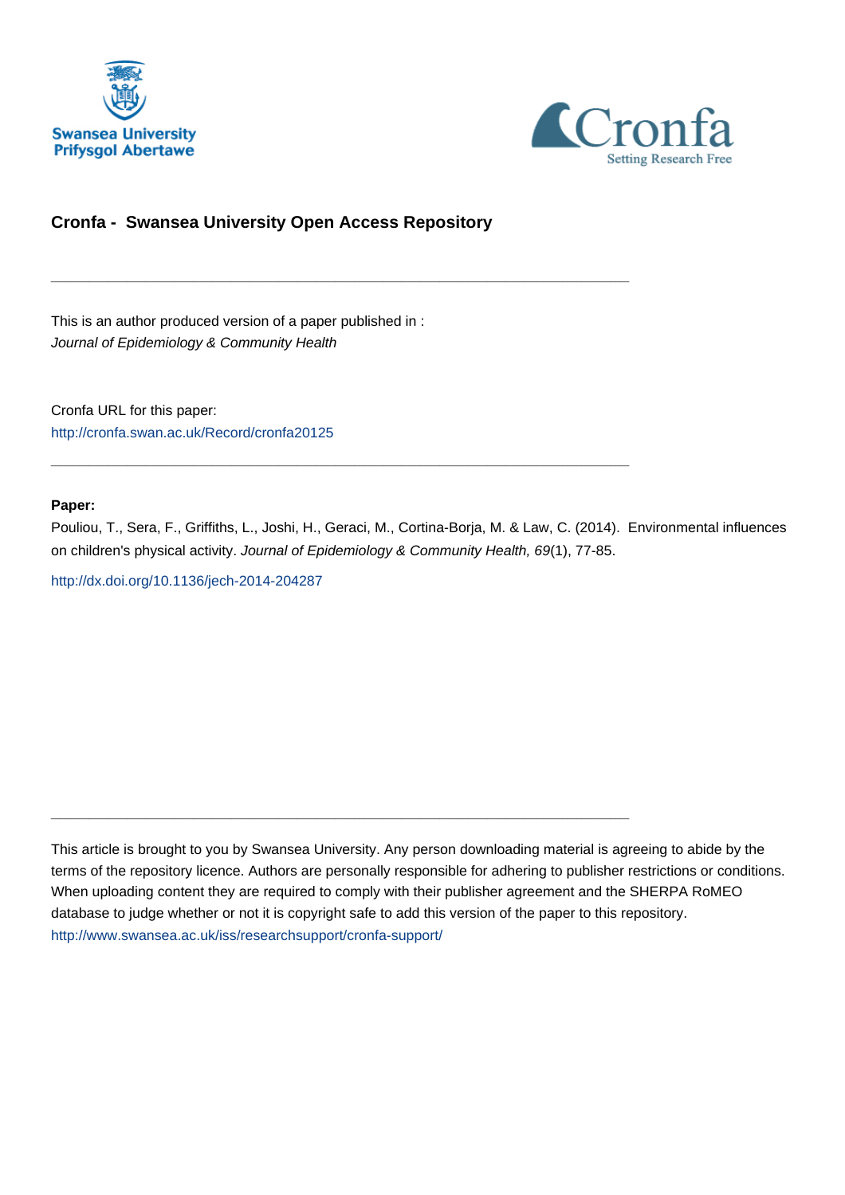Swansea University
Prifysgol Abertawe

Cronfa
Setting Research Free

# Cronfa - Swansea University Open Access Repository

---

This is an author produced version of a paper published in :
*Journal of Epidemiology & Community Health*

Cronfa URL for this paper:
http://cronfa.swan.ac.uk/Record/cronfa20125

---

**Paper:**

Pouliou, T., Sera, F., Griffiths, L., Joshi, H., Geraci, M., Cortina-Borja, M. & Law, C. (2014). Environmental influences on children's physical activity. *Journal of Epidemiology & Community Health, 69*(1), 77-85.

http://dx.doi.org/10.1136/jech-2014-204287

---

This article is brought to you by Swansea University. Any person downloading material is agreeing to abide by the terms of the repository licence. Authors are personally responsible for adhering to publisher restrictions or conditions. When uploading content they are required to comply with their publisher agreement and the SHERPA RoMEO database to judge whether or not it is copyright safe to add this version of the paper to this repository.
http://www.swansea.ac.uk/iss/researchsupport/cronfa-support/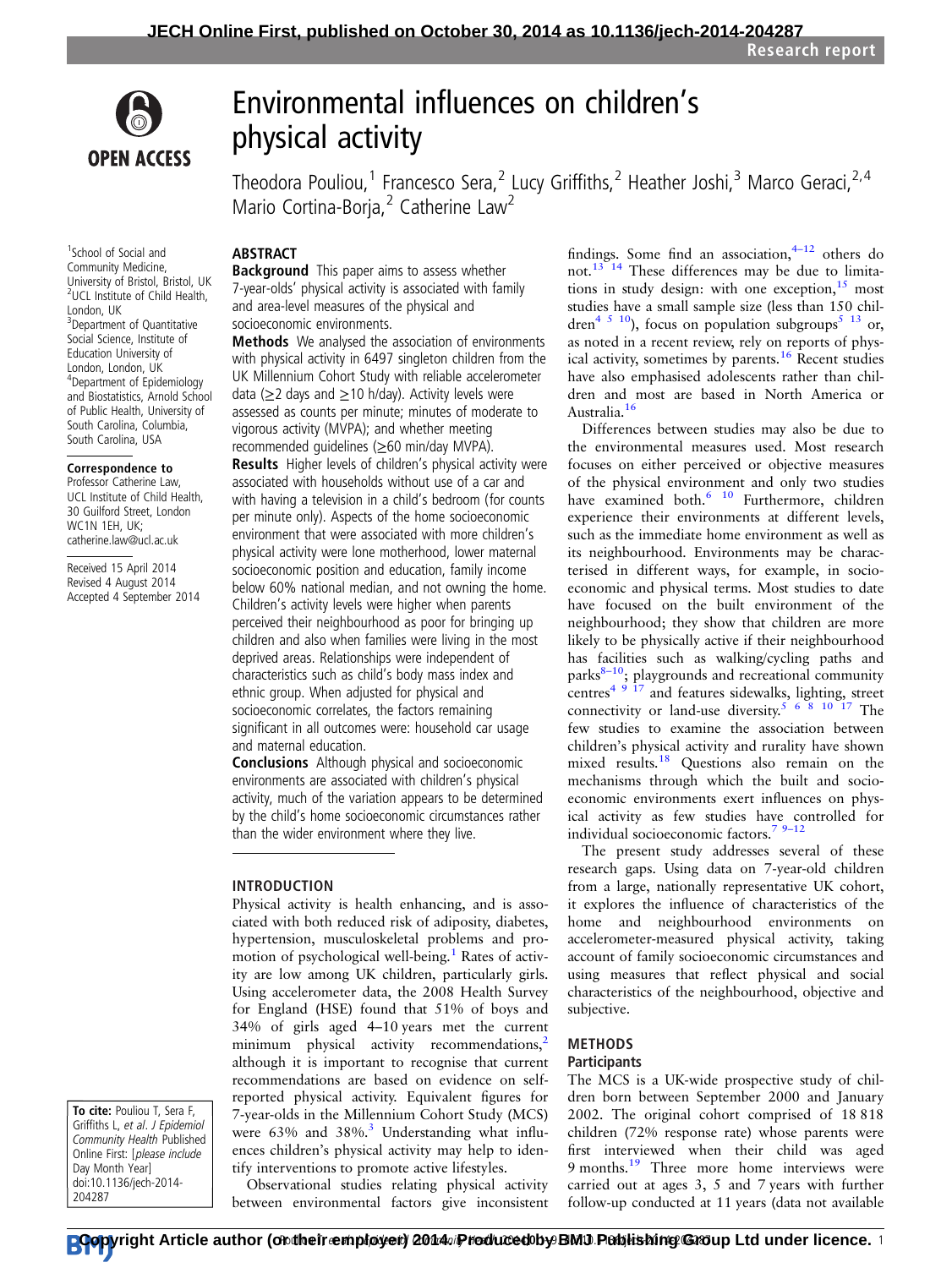# Environmental influences on children's physical activity

Theodora Pouliou,[1] Francesco Sera,[2] Lucy Griffiths,[2] Heather Joshi,[3] Marco Geraci,[2,4] Mario Cortina-Borja,[2] Catherine Law[2]

[1]School of Social and Community Medicine, University of Bristol, Bristol, UK
[2]UCL Institute of Child Health, London, UK
[3]Department of Quantitative Social Science, Institute of Education University of London, London, UK
[4]Department of Epidemiology and Biostatistics, Arnold School of Public Health, University of South Carolina, Columbia, South Carolina, USA

**Correspondence to**
Professor Catherine Law, UCL Institute of Child Health, 30 Guilford Street, London WC1N 1EH, UK; catherine.law@ucl.ac.uk

Received 15 April 2014
Revised 4 August 2014
Accepted 4 September 2014

**To cite:** Pouliou T, Sera F, Griffiths L, *et al*. *J Epidemiol Community Health* Published Online First: [*please include* Day Month Year] doi:10.1136/jech-2014-204287

## ABSTRACT

**Background** This paper aims to assess whether 7-year-olds' physical activity is associated with family and area-level measures of the physical and socioeconomic environments.

**Methods** We analysed the association of environments with physical activity in 6497 singleton children from the UK Millennium Cohort Study with reliable accelerometer data (≥2 days and ≥10 h/day). Activity levels were assessed as counts per minute; minutes of moderate to vigorous activity (MVPA); and whether meeting recommended guidelines (≥60 min/day MVPA).

**Results** Higher levels of children's physical activity were associated with households without use of a car and with having a television in a child's bedroom (for counts per minute only). Aspects of the home socioeconomic environment that were associated with more children's physical activity were lone motherhood, lower maternal socioeconomic position and education, family income below 60% national median, and not owning the home. Children's activity levels were higher when parents perceived their neighbourhood as poor for bringing up children and also when families were living in the most deprived areas. Relationships were independent of characteristics such as child's body mass index and ethnic group. When adjusted for physical and socioeconomic correlates, the factors remaining significant in all outcomes were: household car usage and maternal education.

**Conclusions** Although physical and socioeconomic environments are associated with children's physical activity, much of the variation appears to be determined by the child's home socioeconomic circumstances rather than the wider environment where they live.

## INTRODUCTION

Physical activity is health enhancing, and is associated with both reduced risk of adiposity, diabetes, hypertension, musculoskeletal problems and promotion of psychological well-being.[1] Rates of activity are low among UK children, particularly girls. Using accelerometer data, the 2008 Health Survey for England (HSE) found that 51% of boys and 34% of girls aged 4–10 years met the current minimum physical activity recommendations,[2] although it is important to recognise that current recommendations are based on evidence on self-reported physical activity. Equivalent figures for 7-year-olds in the Millennium Cohort Study (MCS) were 63% and 38%.[3] Understanding what influences children's physical activity may help to identify interventions to promote active lifestyles.

Observational studies relating physical activity between environmental factors give inconsistent findings. Some find an association,[4–12] others do not.[13,14] These differences may be due to limitations in study design: with one exception,[15] most studies have a small sample size (less than 150 children[4,5,10]), focus on population subgroups[5,13] or, as noted in a recent review, rely on reports of physical activity, sometimes by parents.[16] Recent studies have also emphasised adolescents rather than children and most are based in North America or Australia.[16]

Differences between studies may also be due to the environmental measures used. Most research focuses on either perceived or objective measures of the physical environment and only two studies have examined both.[6,10] Furthermore, children experience their environments at different levels, such as the immediate home environment as well as its neighbourhood. Environments may be characterised in different ways, for example, in socioeconomic and physical terms. Most studies to date have focused on the built environment of the neighbourhood; they show that children are more likely to be physically active if their neighbourhood has facilities such as walking/cycling paths and parks[8–10]; playgrounds and recreational community centres[4,9,17] and features sidewalks, lighting, street connectivity or land-use diversity.[5,6,8,10,17] The few studies to examine the association between children's physical activity and rurality have shown mixed results.[18] Questions also remain on the mechanisms through which the built and socioeconomic environments exert influences on physical activity as few studies have controlled for individual socioeconomic factors.[7,9–12]

The present study addresses several of these research gaps. Using data on 7-year-old children from a large, nationally representative UK cohort, it explores the influence of characteristics of the home and neighbourhood environments on accelerometer-measured physical activity, taking account of family socioeconomic circumstances and using measures that reflect physical and social characteristics of the neighbourhood, objective and subjective.

## METHODS

### Participants

The MCS is a UK-wide prospective study of children born between September 2000 and January 2002. The original cohort comprised of 18 818 children (72% response rate) whose parents were first interviewed when their child was aged 9 months.[19] Three more home interviews were carried out at ages 3, 5 and 7 years with further follow-up conducted at 11 years (data not available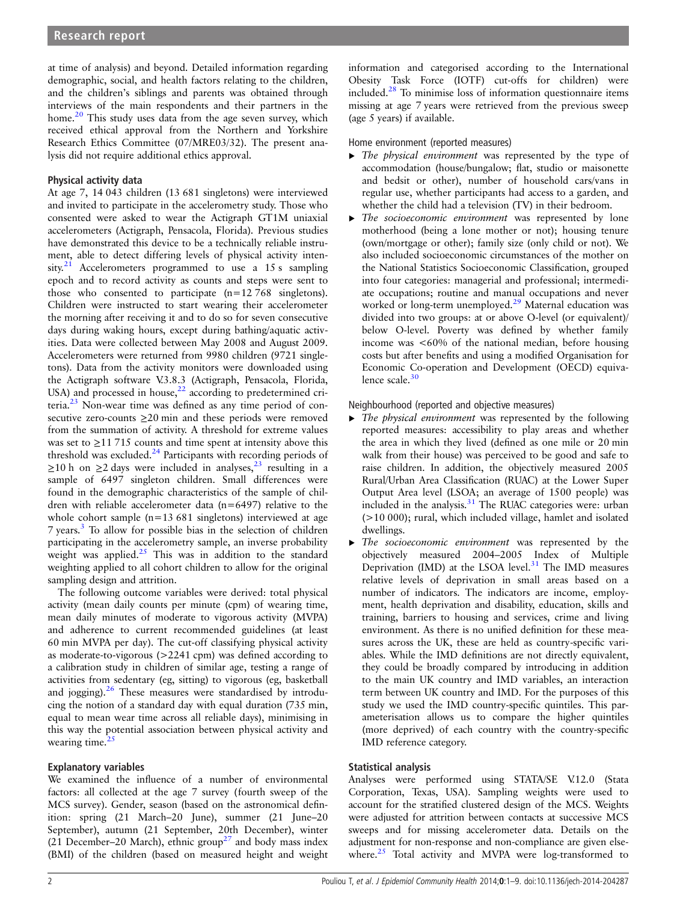at time of analysis) and beyond. Detailed information regarding demographic, social, and health factors relating to the children, and the children's siblings and parents was obtained through interviews of the main respondents and their partners in the home.[20] This study uses data from the age seven survey, which received ethical approval from the Northern and Yorkshire Research Ethics Committee (07/MRE03/32). The present analysis did not require additional ethics approval.

### Physical activity data

At age 7, 14 043 children (13 681 singletons) were interviewed and invited to participate in the accelerometry study. Those who consented were asked to wear the Actigraph GT1M uniaxial accelerometers (Actigraph, Pensacola, Florida). Previous studies have demonstrated this device to be a technically reliable instrument, able to detect differing levels of physical activity intensity.[21] Accelerometers programmed to use a 15 s sampling epoch and to record activity as counts and steps were sent to those who consented to participate (n=12 768 singletons). Children were instructed to start wearing their accelerometer the morning after receiving it and to do so for seven consecutive days during waking hours, except during bathing/aquatic activities. Data were collected between May 2008 and August 2009. Accelerometers were returned from 9980 children (9721 singletons). Data from the activity monitors were downloaded using the Actigraph software V.3.8.3 (Actigraph, Pensacola, Florida, USA) and processed in house,[22] according to predetermined criteria.[23] Non-wear time was defined as any time period of consecutive zero-counts ≥20 min and these periods were removed from the summation of activity. A threshold for extreme values was set to ≥11 715 counts and time spent at intensity above this threshold was excluded.[24] Participants with recording periods of ≥10 h on ≥2 days were included in analyses,[23] resulting in a sample of 6497 singleton children. Small differences were found in the demographic characteristics of the sample of children with reliable accelerometer data (n=6497) relative to the whole cohort sample (n=13 681 singletons) interviewed at age 7 years.[3] To allow for possible bias in the selection of children participating in the accelerometry sample, an inverse probability weight was applied.[25] This was in addition to the standard weighting applied to all cohort children to allow for the original sampling design and attrition.

The following outcome variables were derived: total physical activity (mean daily counts per minute (cpm) of wearing time, mean daily minutes of moderate to vigorous activity (MVPA) and adherence to current recommended guidelines (at least 60 min MVPA per day). The cut-off classifying physical activity as moderate-to-vigorous (>2241 cpm) was defined according to a calibration study in children of similar age, testing a range of activities from sedentary (eg, sitting) to vigorous (eg, basketball and jogging).[26] These measures were standardised by introducing the notion of a standard day with equal duration (735 min, equal to mean wear time across all reliable days), minimising in this way the potential association between physical activity and wearing time.[25]

### Explanatory variables

We examined the influence of a number of environmental factors: all collected at the age 7 survey (fourth sweep of the MCS survey). Gender, season (based on the astronomical definition: spring (21 March–20 June), summer (21 June–20 September), autumn (21 September, 20th December), winter (21 December–20 March), ethnic group[27] and body mass index (BMI) of the children (based on measured height and weight information and categorised according to the International Obesity Task Force (IOTF) cut-offs for children) were included.[28] To minimise loss of information questionnaire items missing at age 7 years were retrieved from the previous sweep (age 5 years) if available.

Home environment (reported measures)

- *The physical environment* was represented by the type of accommodation (house/bungalow; flat, studio or maisonette and bedsit or other), number of household cars/vans in regular use, whether participants had access to a garden, and whether the child had a television (TV) in their bedroom.
- *The socioeconomic environment* was represented by lone motherhood (being a lone mother or not); housing tenure (own/mortgage or other); family size (only child or not). We also included socioeconomic circumstances of the mother on the National Statistics Socioeconomic Classification, grouped into four categories: managerial and professional; intermediate occupations; routine and manual occupations and never worked or long-term unemployed.[29] Maternal education was divided into two groups: at or above O-level (or equivalent)/below O-level. Poverty was defined by whether family income was <60% of the national median, before housing costs but after benefits and using a modified Organisation for Economic Co-operation and Development (OECD) equivalence scale.[30]

Neighbourhood (reported and objective measures)

- *The physical environment* was represented by the following reported measures: accessibility to play areas and whether the area in which they lived (defined as one mile or 20 min walk from their house) was perceived to be good and safe to raise children. In addition, the objectively measured 2005 Rural/Urban Area Classification (RUAC) at the Lower Super Output Area level (LSOA; an average of 1500 people) was included in the analysis.[31] The RUAC categories were: urban (>10 000); rural, which included village, hamlet and isolated dwellings.
- *The socioeconomic environment* was represented by the objectively measured 2004–2005 Index of Multiple Deprivation (IMD) at the LSOA level.[31] The IMD measures relative levels of deprivation in small areas based on a number of indicators. The indicators are income, employment, health deprivation and disability, education, skills and training, barriers to housing and services, crime and living environment. As there is no unified definition for these measures across the UK, these are held as country-specific variables. While the IMD definitions are not directly equivalent, they could be broadly compared by introducing in addition to the main UK country and IMD variables, an interaction term between UK country and IMD. For the purposes of this study we used the IMD country-specific quintiles. This parameterisation allows us to compare the higher quintiles (more deprived) of each country with the country-specific IMD reference category.

### Statistical analysis

Analyses were performed using STATA/SE V.12.0 (Stata Corporation, Texas, USA). Sampling weights were used to account for the stratified clustered design of the MCS. Weights were adjusted for attrition between contacts at successive MCS sweeps and for missing accelerometer data. Details on the adjustment for non-response and non-compliance are given elsewhere.[25] Total activity and MVPA were log-transformed to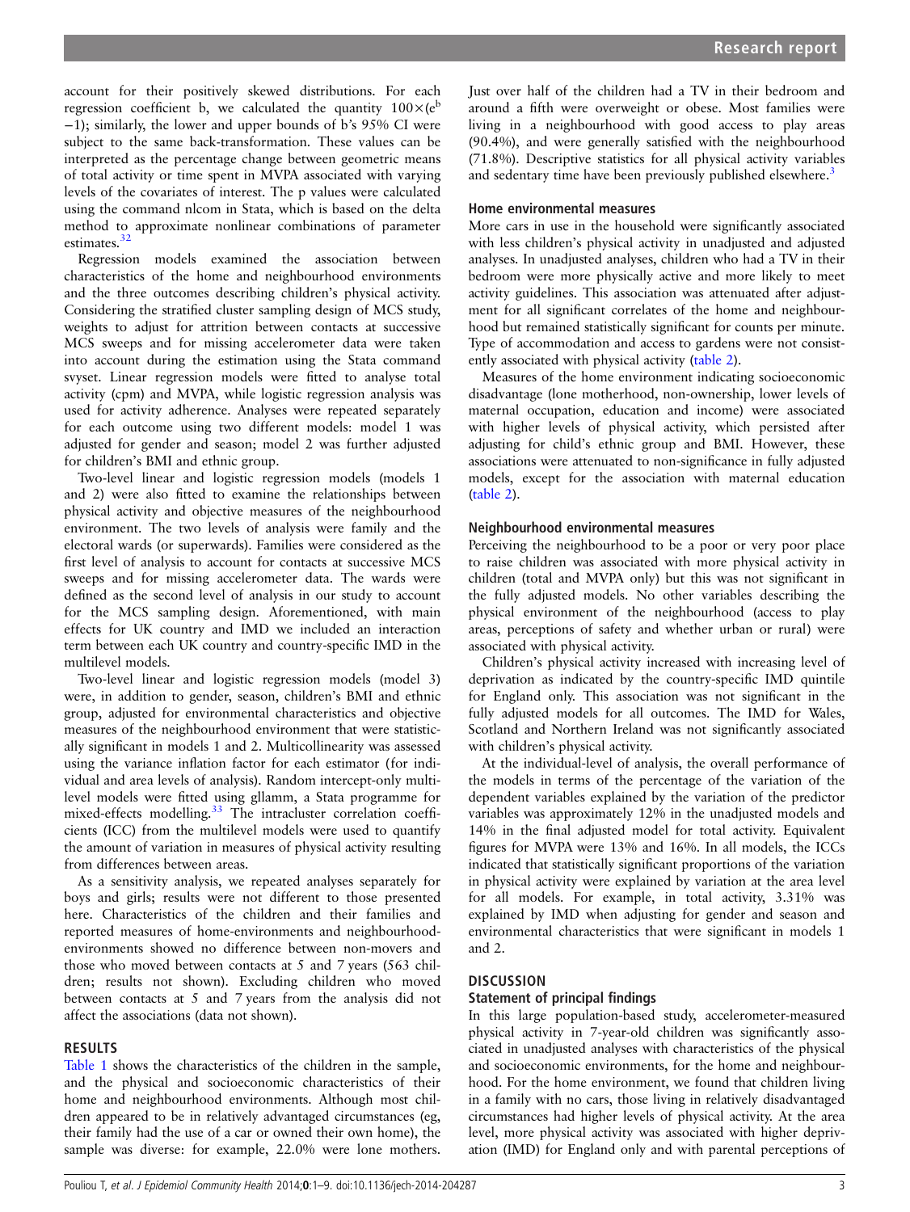account for their positively skewed distributions. For each regression coefficient b, we calculated the quantity $100\times(e^{b}-1)$; similarly, the lower and upper bounds of b's 95% CI were subject to the same back-transformation. These values can be interpreted as the percentage change between geometric means of total activity or time spent in MVPA associated with varying levels of the covariates of interest. The p values were calculated using the command nlcom in Stata, which is based on the delta method to approximate nonlinear combinations of parameter estimates.[32]

Regression models examined the association between characteristics of the home and neighbourhood environments and the three outcomes describing children's physical activity. Considering the stratified cluster sampling design of MCS study, weights to adjust for attrition between contacts at successive MCS sweeps and for missing accelerometer data were taken into account during the estimation using the Stata command svyset. Linear regression models were fitted to analyse total activity (cpm) and MVPA, while logistic regression analysis was used for activity adherence. Analyses were repeated separately for each outcome using two different models: model 1 was adjusted for gender and season; model 2 was further adjusted for children's BMI and ethnic group.

Two-level linear and logistic regression models (models 1 and 2) were also fitted to examine the relationships between physical activity and objective measures of the neighbourhood environment. The two levels of analysis were family and the electoral wards (or superwards). Families were considered as the first level of analysis to account for contacts at successive MCS sweeps and for missing accelerometer data. The wards were defined as the second level of analysis in our study to account for the MCS sampling design. Aforementioned, with main effects for UK country and IMD we included an interaction term between each UK country and country-specific IMD in the multilevel models.

Two-level linear and logistic regression models (model 3) were, in addition to gender, season, children's BMI and ethnic group, adjusted for environmental characteristics and objective measures of the neighbourhood environment that were statistically significant in models 1 and 2. Multicollinearity was assessed using the variance inflation factor for each estimator (for individual and area levels of analysis). Random intercept-only multilevel models were fitted using gllamm, a Stata programme for mixed-effects modelling.[33] The intracluster correlation coefficients (ICC) from the multilevel models were used to quantify the amount of variation in measures of physical activity resulting from differences between areas.

As a sensitivity analysis, we repeated analyses separately for boys and girls; results were not different to those presented here. Characteristics of the children and their families and reported measures of home-environments and neighbourhood-environments showed no difference between non-movers and those who moved between contacts at 5 and 7 years (563 children; results not shown). Excluding children who moved between contacts at 5 and 7 years from the analysis did not affect the associations (data not shown).

## RESULTS

Table 1 shows the characteristics of the children in the sample, and the physical and socioeconomic characteristics of their home and neighbourhood environments. Although most children appeared to be in relatively advantaged circumstances (eg, their family had the use of a car or owned their own home), the sample was diverse: for example, 22.0% were lone mothers. Just over half of the children had a TV in their bedroom and around a fifth were overweight or obese. Most families were living in a neighbourhood with good access to play areas (90.4%), and were generally satisfied with the neighbourhood (71.8%). Descriptive statistics for all physical activity variables and sedentary time have been previously published elsewhere.[3]

### Home environmental measures

More cars in use in the household were significantly associated with less children's physical activity in unadjusted and adjusted analyses. In unadjusted analyses, children who had a TV in their bedroom were more physically active and more likely to meet activity guidelines. This association was attenuated after adjustment for all significant correlates of the home and neighbourhood but remained statistically significant for counts per minute. Type of accommodation and access to gardens were not consistently associated with physical activity (table 2).

Measures of the home environment indicating socioeconomic disadvantage (lone motherhood, non-ownership, lower levels of maternal occupation, education and income) were associated with higher levels of physical activity, which persisted after adjusting for child's ethnic group and BMI. However, these associations were attenuated to non-significance in fully adjusted models, except for the association with maternal education (table 2).

### Neighbourhood environmental measures

Perceiving the neighbourhood to be a poor or very poor place to raise children was associated with more physical activity in children (total and MVPA only) but this was not significant in the fully adjusted models. No other variables describing the physical environment of the neighbourhood (access to play areas, perceptions of safety and whether urban or rural) were associated with physical activity.

Children's physical activity increased with increasing level of deprivation as indicated by the country-specific IMD quintile for England only. This association was not significant in the fully adjusted models for all outcomes. The IMD for Wales, Scotland and Northern Ireland was not significantly associated with children's physical activity.

At the individual-level of analysis, the overall performance of the models in terms of the percentage of the variation of the dependent variables explained by the variation of the predictor variables was approximately 12% in the unadjusted models and 14% in the final adjusted model for total activity. Equivalent figures for MVPA were 13% and 16%. In all models, the ICCs indicated that statistically significant proportions of the variation in physical activity were explained by variation at the area level for all models. For example, in total activity, 3.31% was explained by IMD when adjusting for gender and season and environmental characteristics that were significant in models 1 and 2.

## DISCUSSION

### Statement of principal findings

In this large population-based study, accelerometer-measured physical activity in 7-year-old children was significantly associated in unadjusted analyses with characteristics of the physical and socioeconomic environments, for the home and neighbourhood. For the home environment, we found that children living in a family with no cars, those living in relatively disadvantaged circumstances had higher levels of physical activity. At the area level, more physical activity was associated with higher deprivation (IMD) for England only and with parental perceptions of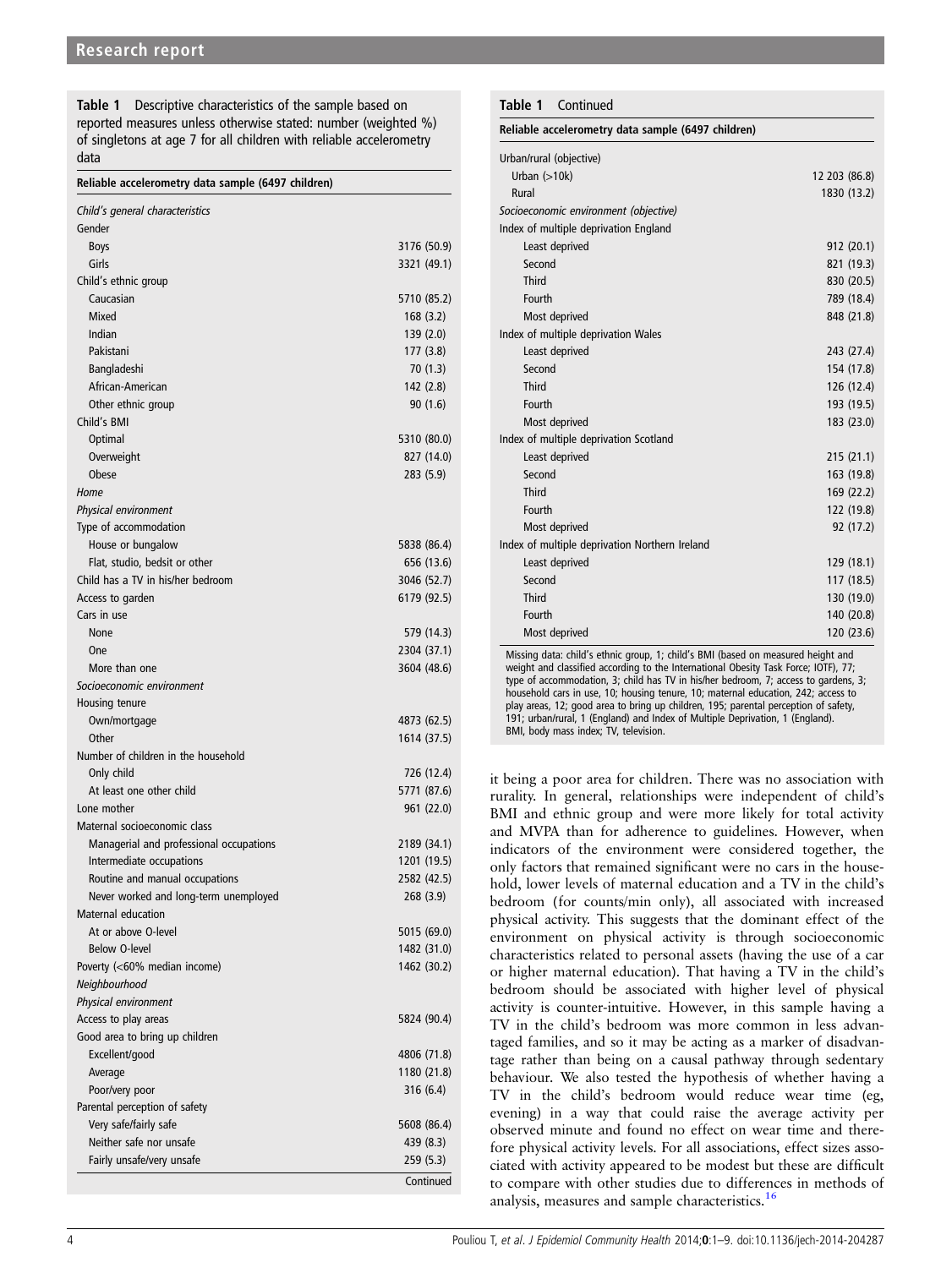**Table 1** Descriptive characteristics of the sample based on reported measures unless otherwise stated: number (weighted %) of singletons at age 7 for all children with reliable accelerometry data

| Reliable accelerometry data sample (6497 children) | |
|---|---|
| *Child's general characteristics* | |
| Gender | |
| Boys | 3176 (50.9) |
| Girls | 3321 (49.1) |
| Child's ethnic group | |
| Caucasian | 5710 (85.2) |
| Mixed | 168 (3.2) |
| Indian | 139 (2.0) |
| Pakistani | 177 (3.8) |
| Bangladeshi | 70 (1.3) |
| African-American | 142 (2.8) |
| Other ethnic group | 90 (1.6) |
| Child's BMI | |
| Optimal | 5310 (80.0) |
| Overweight | 827 (14.0) |
| Obese | 283 (5.9) |
| *Home* | |
| *Physical environment* | |
| Type of accommodation | |
| House or bungalow | 5838 (86.4) |
| Flat, studio, bedsit or other | 656 (13.6) |
| Child has a TV in his/her bedroom | 3046 (52.7) |
| Access to garden | 6179 (92.5) |
| Cars in use | |
| None | 579 (14.3) |
| One | 2304 (37.1) |
| More than one | 3604 (48.6) |
| *Socioeconomic environment* | |
| Housing tenure | |
| Own/mortgage | 4873 (62.5) |
| Other | 1614 (37.5) |
| Number of children in the household | |
| Only child | 726 (12.4) |
| At least one other child | 5771 (87.6) |
| Lone mother | 961 (22.0) |
| Maternal socioeconomic class | |
| Managerial and professional occupations | 2189 (34.1) |
| Intermediate occupations | 1201 (19.5) |
| Routine and manual occupations | 2582 (42.5) |
| Never worked and long-term unemployed | 268 (3.9) |
| Maternal education | |
| At or above O-level | 5015 (69.0) |
| Below O-level | 1482 (31.0) |
| Poverty (<60% median income) | 1462 (30.2) |
| *Neighbourhood* | |
| *Physical environment* | |
| Access to play areas | 5824 (90.4) |
| Good area to bring up children | |
| Excellent/good | 4806 (71.8) |
| Average | 1180 (21.8) |
| Poor/very poor | 316 (6.4) |
| Parental perception of safety | |
| Very safe/fairly safe | 5608 (86.4) |
| Neither safe nor unsafe | 439 (8.3) |
| Fairly unsafe/very unsafe | 259 (5.3) |
| Urban/rural (objective) | |
| Urban (>10k) | 12 203 (86.8) |
| Rural | 1830 (13.2) |
| *Socioeconomic environment (objective)* | |
| Index of multiple deprivation England | |
| Least deprived | 912 (20.1) |
| Second | 821 (19.3) |
| Third | 830 (20.5) |
| Fourth | 789 (18.4) |
| Most deprived | 848 (21.8) |
| Index of multiple deprivation Wales | |
| Least deprived | 243 (27.4) |
| Second | 154 (17.8) |
| Third | 126 (12.4) |
| Fourth | 193 (19.5) |
| Most deprived | 183 (23.0) |
| Index of multiple deprivation Scotland | |
| Least deprived | 215 (21.1) |
| Second | 163 (19.8) |
| Third | 169 (22.2) |
| Fourth | 122 (19.8) |
| Most deprived | 92 (17.2) |
| Index of multiple deprivation Northern Ireland | |
| Least deprived | 129 (18.1) |
| Second | 117 (18.5) |
| Third | 130 (19.0) |
| Fourth | 140 (20.8) |
| Most deprived | 120 (23.6) |

Missing data: child's ethnic group, 1; child's BMI (based on measured height and weight and classified according to the International Obesity Task Force; IOTF), 77; type of accommodation, 3; child has TV in his/her bedroom, 7; access to gardens, 3; household cars in use, 10; housing tenure, 10; maternal education, 242; access to play areas, 12; good area to bring up children, 195; parental perception of safety, 191; urban/rural, 1 (England) and Index of Multiple Deprivation, 1 (England).
BMI, body mass index; TV, television.

it being a poor area for children. There was no association with rurality. In general, relationships were independent of child's BMI and ethnic group and were more likely for total activity and MVPA than for adherence to guidelines. However, when indicators of the environment were considered together, the only factors that remained significant were no cars in the household, lower levels of maternal education and a TV in the child's bedroom (for counts/min only), all associated with increased physical activity. This suggests that the dominant effect of the environment on physical activity is through socioeconomic characteristics related to personal assets (having the use of a car or higher maternal education). That having a TV in the child's bedroom should be associated with higher level of physical activity is counter-intuitive. However, in this sample having a TV in the child's bedroom was more common in less advantaged families, and so it may be acting as a marker of disadvantage rather than being on a causal pathway through sedentary behaviour. We also tested the hypothesis of whether having a TV in the child's bedroom would reduce wear time (eg, evening) in a way that could raise the average activity per observed minute and found no effect on wear time and therefore physical activity levels. For all associations, effect sizes associated with activity appeared to be modest but these are difficult to compare with other studies due to differences in methods of analysis, measures and sample characteristics.[16]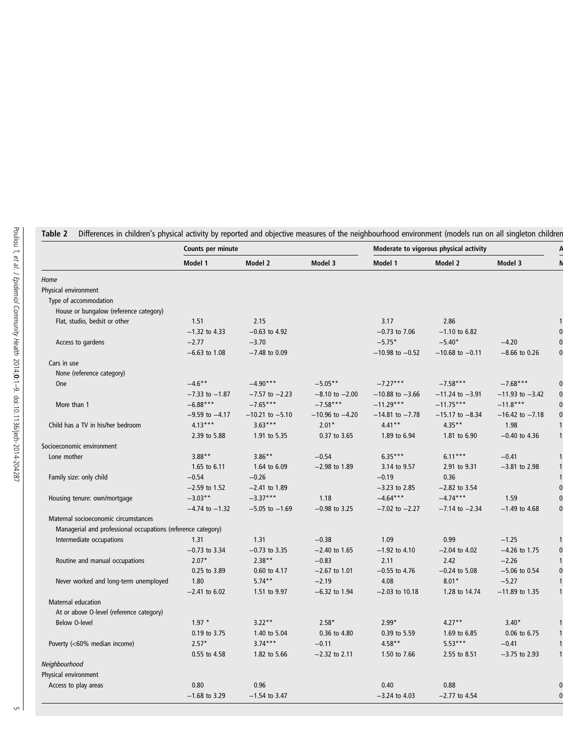**Table 2** Differences in children's physical activity by reported and objective measures of the neighbourhood environment (models run on all singleton children

| | Counts per minute | | | Moderate to vigorous physical activity | | | A |
|---|---|---|---|---|---|---|---|
| | Model 1 | Model 2 | Model 3 | Model 1 | Model 2 | Model 3 | M |
| *Home* | | | | | | | |
| Physical environment | | | | | | | |
| Type of accommodation | | | | | | | |
| House or bungalow (reference category) | | | | | | | |
| Flat, studio, bedsit or other | 1.51 | 2.15 | | 3.17 | 2.86 | | 1 |
| | −1.32 to 4.33 | −0.63 to 4.92 | | −0.73 to 7.06 | −1.10 to 6.82 | | 0 |
| Access to gardens | −2.77 | −3.70 | | −5.75* | −5.40* | −4.20 | 0 |
| | −6.63 to 1.08 | −7.48 to 0.09 | | −10.98 to −0.52 | −10.68 to −0.11 | −8.66 to 0.26 | 0 |
| Cars in use | | | | | | | |
| None (reference category) | | | | | | | |
| One | −4.6** | −4.90*** | −5.05** | −7.27*** | −7.58*** | −7.68*** | 0 |
| | −7.33 to −1.87 | −7.57 to −2.23 | −8.10 to −2.00 | −10.88 to −3.66 | −11.24 to −3.91 | −11.93 to −3.42 | 0 |
| More than 1 | −6.88*** | −7.65*** | −7.58*** | −11.29*** | −11.75*** | −11.8*** | 0 |
| | −9.59 to −4.17 | −10.21 to −5.10 | −10.96 to −4.20 | −14.81 to −7.78 | −15.17 to −8.34 | −16.42 to −7.18 | 0 |
| Child has a TV in his/her bedroom | 4.13*** | 3.63*** | 2.01* | 4.41** | 4.35** | 1.98 | 1 |
| | 2.39 to 5.88 | 1.91 to 5.35 | 0.37 to 3.65 | 1.89 to 6.94 | 1.81 to 6.90 | −0.40 to 4.36 | 1 |
| Socioeconomic environment | | | | | | | |
| Lone mother | 3.88** | 3.86** | −0.54 | 6.35*** | 6.11*** | −0.41 | 1 |
| | 1.65 to 6.11 | 1.64 to 6.09 | −2.98 to 1.89 | 3.14 to 9.57 | 2.91 to 9.31 | −3.81 to 2.98 | 1 |
| Family size: only child | −0.54 | −0.26 | | −0.19 | 0.36 | | 1 |
| | −2.59 to 1.52 | −2.41 to 1.89 | | −3.23 to 2.85 | −2.82 to 3.54 | | 0 |
| Housing tenure: own/mortgage | −3.03** | −3.37*** | 1.18 | −4.64*** | −4.74*** | 1.59 | 0 |
| | −4.74 to −1.32 | −5.05 to −1.69 | −0.98 to 3.25 | −7.02 to −2.27 | −7.14 to −2.34 | −1.49 to 4.68 | 0 |
| Maternal socioeconomic circumstances | | | | | | | |
| Managerial and professional occupations (reference category) | | | | | | | |
| Intermediate occupations | 1.31 | 1.31 | −0.38 | 1.09 | 0.99 | −1.25 | 1 |
| | −0.73 to 3.34 | −0.73 to 3.35 | −2.40 to 1.65 | −1.92 to 4.10 | −2.04 to 4.02 | −4.26 to 1.75 | 0 |
| Routine and manual occupations | 2.07* | 2.38** | −0.83 | 2.11 | 2.42 | −2.26 | 1 |
| | 0.25 to 3.89 | 0.60 to 4.17 | −2.67 to 1.01 | −0.55 to 4.76 | −0.24 to 5.08 | −5.06 to 0.54 | 0 |
| Never worked and long-term unemployed | 1.80 | 5.74** | −2.19 | 4.08 | 8.01* | −5.27 | 1 |
| | −2.41 to 6.02 | 1.51 to 9.97 | −6.32 to 1.94 | −2.03 to 10.18 | 1.28 to 14.74 | −11.89 to 1.35 | 1 |
| Maternal education | | | | | | | |
| At or above O-level (reference category) | | | | | | | |
| Below O-level | 1.97 * | 3.22** | 2.58* | 2.99* | 4.27** | 3.40* | 1 |
| | 0.19 to 3.75 | 1.40 to 5.04 | 0.36 to 4.80 | 0.39 to 5.59 | 1.69 to 6.85 | 0.06 to 6.75 | 1 |
| Poverty (<60% median income) | 2.57* | 3.74*** | −0.11 | 4.58** | 5.53*** | −0.41 | 1 |
| | 0.55 to 4.58 | 1.82 to 5.66 | −2.32 to 2.11 | 1.50 to 7.66 | 2.55 to 8.51 | −3.75 to 2.93 | 1 |
| *Neighbourhood* | | | | | | | |
| Physical environment | | | | | | | |
| Access to play areas | 0.80 | 0.96 | | 0.40 | 0.88 | | 0 |
| | −1.68 to 3.29 | −1.54 to 3.47 | | −3.24 to 4.03 | −2.77 to 4.54 | | 0 |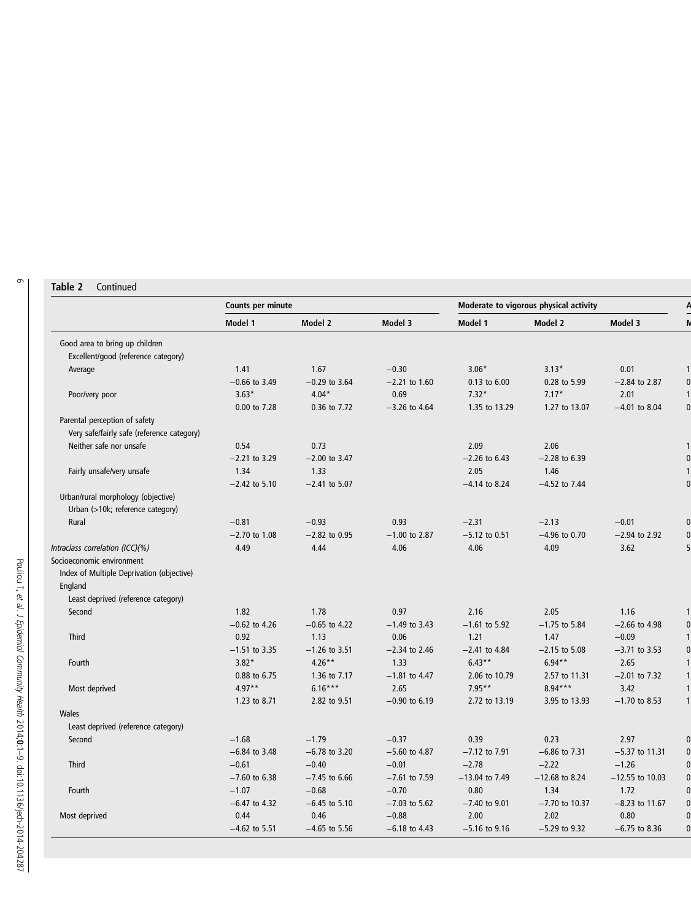**Table 2** Continued

| | Counts per minute | | | Moderate to vigorous physical activity | | | A |
|---|---|---|---|---|---|---|---|
| | Model 1 | Model 2 | Model 3 | Model 1 | Model 2 | Model 3 | M |
| Good area to bring up children | | | | | | | |
| Excellent/good (reference category) | | | | | | | |
| Average | 1.41 | 1.67 | −0.30 | 3.06* | 3.13* | 0.01 | 1 |
| | −0.66 to 3.49 | −0.29 to 3.64 | −2.21 to 1.60 | 0.13 to 6.00 | 0.28 to 5.99 | −2.84 to 2.87 | 0 |
| Poor/very poor | 3.63* | 4.04* | 0.69 | 7.32* | 7.17* | 2.01 | 1 |
| | 0.00 to 7.28 | 0.36 to 7.72 | −3.26 to 4.64 | 1.35 to 13.29 | 1.27 to 13.07 | −4.01 to 8.04 | 0 |
| Parental perception of safety | | | | | | | |
| Very safe/fairly safe (reference category) | | | | | | | |
| Neither safe nor unsafe | 0.54 | 0.73 | | 2.09 | 2.06 | | 1 |
| | −2.21 to 3.29 | −2.00 to 3.47 | | −2.26 to 6.43 | −2.28 to 6.39 | | 0 |
| Fairly unsafe/very unsafe | 1.34 | 1.33 | | 2.05 | 1.46 | | 1 |
| | −2.42 to 5.10 | −2.41 to 5.07 | | −4.14 to 8.24 | −4.52 to 7.44 | | 0 |
| Urban/rural morphology (objective) | | | | | | | |
| Urban (>10k; reference category) | | | | | | | |
| Rural | −0.81 | −0.93 | 0.93 | −2.31 | −2.13 | −0.01 | 0 |
| | −2.70 to 1.08 | −2.82 to 0.95 | −1.00 to 2.87 | −5.12 to 0.51 | −4.96 to 0.70 | −2.94 to 2.92 | 0 |
| *Intraclass correlation (ICC)(%)* | 4.49 | 4.44 | 4.06 | 4.06 | 4.09 | 3.62 | 5 |
| Socioeconomic environment | | | | | | | |
| Index of Multiple Deprivation (objective) | | | | | | | |
| England | | | | | | | |
| Least deprived (reference category) | | | | | | | |
| Second | 1.82 | 1.78 | 0.97 | 2.16 | 2.05 | 1.16 | 1 |
| | −0.62 to 4.26 | −0.65 to 4.22 | −1.49 to 3.43 | −1.61 to 5.92 | −1.75 to 5.84 | −2.66 to 4.98 | 0 |
| Third | 0.92 | 1.13 | 0.06 | 1.21 | 1.47 | −0.09 | 1 |
| | −1.51 to 3.35 | −1.26 to 3.51 | −2.34 to 2.46 | −2.41 to 4.84 | −2.15 to 5.08 | −3.71 to 3.53 | 0 |
| Fourth | 3.82* | 4.26** | 1.33 | 6.43** | 6.94** | 2.65 | 1 |
| | 0.88 to 6.75 | 1.36 to 7.17 | −1.81 to 4.47 | 2.06 to 10.79 | 2.57 to 11.31 | −2.01 to 7.32 | 1 |
| Most deprived | 4.97** | 6.16*** | 2.65 | 7.95** | 8.94*** | 3.42 | 1 |
| | 1.23 to 8.71 | 2.82 to 9.51 | −0.90 to 6.19 | 2.72 to 13.19 | 3.95 to 13.93 | −1.70 to 8.53 | 1 |
| Wales | | | | | | | |
| Least deprived (reference category) | | | | | | | |
| Second | −1.68 | −1.79 | −0.37 | 0.39 | 0.23 | 2.97 | 0 |
| | −6.84 to 3.48 | −6.78 to 3.20 | −5.60 to 4.87 | −7.12 to 7.91 | −6.86 to 7.31 | −5.37 to 11.31 | 0 |
| Third | −0.61 | −0.40 | −0.01 | −2.78 | −2.22 | −1.26 | 0 |
| | −7.60 to 6.38 | −7.45 to 6.66 | −7.61 to 7.59 | −13.04 to 7.49 | −12.68 to 8.24 | −12.55 to 10.03 | 0 |
| Fourth | −1.07 | −0.68 | −0.70 | 0.80 | 1.34 | 1.72 | 0 |
| | −6.47 to 4.32 | −6.45 to 5.10 | −7.03 to 5.62 | −7.40 to 9.01 | −7.70 to 10.37 | −8.23 to 11.67 | 0 |
| Most deprived | 0.44 | 0.46 | −0.88 | 2.00 | 2.02 | 0.80 | 0 |
| | −4.62 to 5.51 | −4.65 to 5.56 | −6.18 to 4.43 | −5.16 to 9.16 | −5.29 to 9.32 | −6.75 to 8.36 | 0 |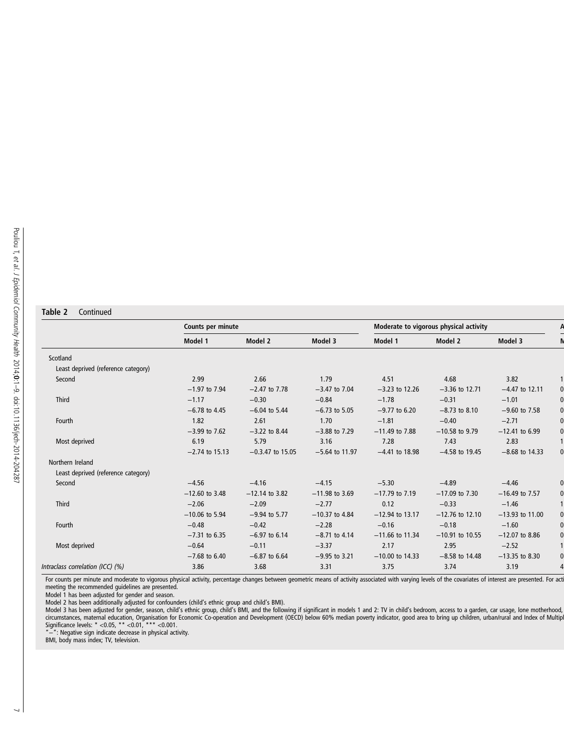**Table 2** Continued

| | Counts per minute | | | Moderate to vigorous physical activity | | | A |
|---|---|---|---|---|---|---|---|
| | Model 1 | Model 2 | Model 3 | Model 1 | Model 2 | Model 3 | M |
| Scotland | | | | | | | |
| Least deprived (reference category) | | | | | | | |
| Second | 2.99 | 2.66 | 1.79 | 4.51 | 4.68 | 3.82 | 1 |
| | −1.97 to 7.94 | −2.47 to 7.78 | −3.47 to 7.04 | −3.23 to 12.26 | −3.36 to 12.71 | −4.47 to 12.11 | 0 |
| Third | −1.17 | −0.30 | −0.84 | −1.78 | −0.31 | −1.01 | 0 |
| | −6.78 to 4.45 | −6.04 to 5.44 | −6.73 to 5.05 | −9.77 to 6.20 | −8.73 to 8.10 | −9.60 to 7.58 | 0 |
| Fourth | 1.82 | 2.61 | 1.70 | −1.81 | −0.40 | −2.71 | 0 |
| | −3.99 to 7.62 | −3.22 to 8.44 | −3.88 to 7.29 | −11.49 to 7.88 | −10.58 to 9.79 | −12.41 to 6.99 | 0 |
| Most deprived | 6.19 | 5.79 | 3.16 | 7.28 | 7.43 | 2.83 | 1 |
| | −2.74 to 15.13 | −0.3.47 to 15.05 | −5.64 to 11.97 | −4.41 to 18.98 | −4.58 to 19.45 | −8.68 to 14.33 | 0 |
| Northern Ireland | | | | | | | |
| Least deprived (reference category) | | | | | | | |
| Second | −4.56 | −4.16 | −4.15 | −5.30 | −4.89 | −4.46 | 0 |
| | −12.60 to 3.48 | −12.14 to 3.82 | −11.98 to 3.69 | −17.79 to 7.19 | −17.09 to 7.30 | −16.49 to 7.57 | 0 |
| Third | −2.06 | −2.09 | −2.77 | 0.12 | −0.33 | −1.46 | 1 |
| | −10.06 to 5.94 | −9.94 to 5.77 | −10.37 to 4.84 | −12.94 to 13.17 | −12.76 to 12.10 | −13.93 to 11.00 | 0 |
| Fourth | −0.48 | −0.42 | −2.28 | −0.16 | −0.18 | −1.60 | 0 |
| | −7.31 to 6.35 | −6.97 to 6.14 | −8.71 to 4.14 | −11.66 to 11.34 | −10.91 to 10.55 | −12.07 to 8.86 | 0 |
| Most deprived | −0.64 | −0.11 | −3.37 | 2.17 | 2.95 | −2.52 | 1 |
| | −7.68 to 6.40 | −6.87 to 6.64 | −9.95 to 3.21 | −10.00 to 14.33 | −8.58 to 14.48 | −13.35 to 8.30 | 0 |
| *Intraclass correlation (ICC) (%)* | 3.86 | 3.68 | 3.31 | 3.75 | 3.74 | 3.19 | 4 |

For counts per minute and moderate to vigorous physical activity, percentage changes between geometric means of activity associated with varying levels of the covariates of interest are presented. For acti meeting the recommended guidelines are presented.
Model 1 has been adjusted for gender and season.
Model 2 has been additionally adjusted for confounders (child's ethnic group and child's BMI).
Model 3 has been adjusted for gender, season, child's ethnic group, child's BMI, and the following if significant in models 1 and 2: TV in child's bedroom, access to a garden, car usage, lone motherhood, circumstances, maternal education, Organisation for Economic Co-operation and Development (OECD) below 60% median poverty indicator, good area to bring up children, urban/rural and Index of Multipl
Significance levels: * <0.05, ** <0.01, *** <0.001.
"−": Negative sign indicate decrease in physical activity.
BMI, body mass index; TV, television.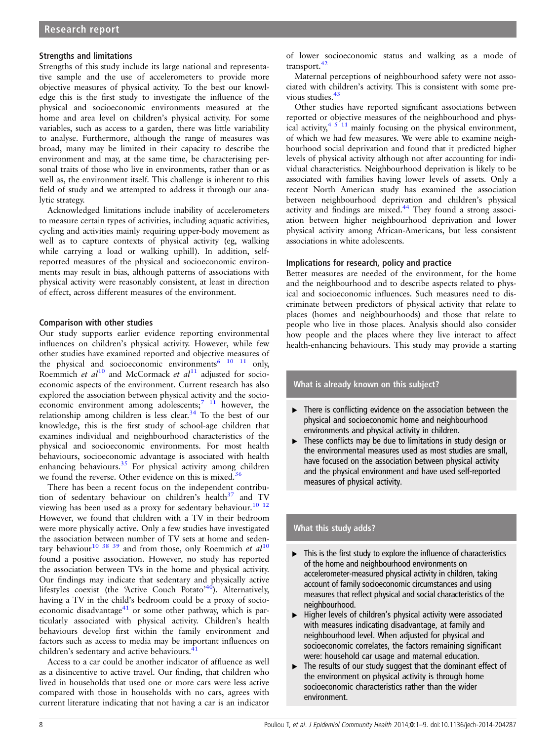### Strengths and limitations

Strengths of this study include its large national and representative sample and the use of accelerometers to provide more objective measures of physical activity. To the best our knowledge this is the first study to investigate the influence of the physical and socioeconomic environments measured at the home and area level on children's physical activity. For some variables, such as access to a garden, there was little variability to analyse. Furthermore, although the range of measures was broad, many may be limited in their capacity to describe the environment and may, at the same time, be characterising personal traits of those who live in environments, rather than or as well as, the environment itself. This challenge is inherent to this field of study and we attempted to address it through our analytic strategy.

Acknowledged limitations include inability of accelerometers to measure certain types of activities, including aquatic activities, cycling and activities mainly requiring upper-body movement as well as to capture contexts of physical activity (eg, walking while carrying a load or walking uphill). In addition, self-reported measures of the physical and socioeconomic environments may result in bias, although patterns of associations with physical activity were reasonably consistent, at least in direction of effect, across different measures of the environment.

### Comparison with other studies

Our study supports earlier evidence reporting environmental influences on children's physical activity. However, while few other studies have examined reported and objective measures of the physical and socioeconomic environments[6 10 11] only, Roemmich *et al*[10] and McCormack *et al*[11] adjusted for socioeconomic aspects of the environment. Current research has also explored the association between physical activity and the socioeconomic environment among adolescents;[7 11] however, the relationship among children is less clear.[34] To the best of our knowledge, this is the first study of school-age children that examines individual and neighbourhood characteristics of the physical and socioeconomic environments. For most health behaviours, socioeconomic advantage is associated with health enhancing behaviours.[35] For physical activity among children we found the reverse. Other evidence on this is mixed.[36]

There has been a recent focus on the independent contribution of sedentary behaviour on children's health[37] and TV viewing has been used as a proxy for sedentary behaviour.[10 12] However, we found that children with a TV in their bedroom were more physically active. Only a few studies have investigated the association between number of TV sets at home and sedentary behaviour[10 38 39] and from those, only Roemmich *et al*[10] found a positive association. However, no study has reported the association between TVs in the home and physical activity. Our findings may indicate that sedentary and physically active lifestyles coexist (the 'Active Couch Potato'[40]). Alternatively, having a TV in the child's bedroom could be a proxy of socioeconomic disadvantage[41] or some other pathway, which is particularly associated with physical activity. Children's health behaviours develop first within the family environment and factors such as access to media may be important influences on children's sedentary and active behaviours.[41]

Access to a car could be another indicator of affluence as well as a disincentive to active travel. Our finding, that children who lived in households that used one or more cars were less active compared with those in households with no cars, agrees with current literature indicating that not having a car is an indicator of lower socioeconomic status and walking as a mode of transport.[42]

Maternal perceptions of neighbourhood safety were not associated with children's activity. This is consistent with some previous studies.[43]

Other studies have reported significant associations between reported or objective measures of the neighbourhood and physical activity,[4 5 11] mainly focusing on the physical environment, of which we had few measures. We were able to examine neighbourhood social deprivation and found that it predicted higher levels of physical activity although not after accounting for individual characteristics. Neighbourhood deprivation is likely to be associated with families having lower levels of assets. Only a recent North American study has examined the association between neighbourhood deprivation and children's physical activity and findings are mixed.[44] They found a strong association between higher neighbourhood deprivation and lower physical activity among African-Americans, but less consistent associations in white adolescents.

### Implications for research, policy and practice

Better measures are needed of the environment, for the home and the neighbourhood and to describe aspects related to physical and socioeconomic influences. Such measures need to discriminate between predictors of physical activity that relate to places (homes and neighbourhoods) and those that relate to people who live in those places. Analysis should also consider how people and the places where they live interact to affect health-enhancing behaviours. This study may provide a starting

#### What is already known on this subject?

- There is conflicting evidence on the association between the physical and socioeconomic home and neighbourhood environments and physical activity in children.
- These conflicts may be due to limitations in study design or the environmental measures used as most studies are small, have focused on the association between physical activity and the physical environment and have used self-reported measures of physical activity.

#### What this study adds?

- This is the first study to explore the influence of characteristics of the home and neighbourhood environments on accelerometer-measured physical activity in children, taking account of family socioeconomic circumstances and using measures that reflect physical and social characteristics of the neighbourhood.
- Higher levels of children's physical activity were associated with measures indicating disadvantage, at family and neighbourhood level. When adjusted for physical and socioeconomic correlates, the factors remaining significant were: household car usage and maternal education.
- The results of our study suggest that the dominant effect of the environment on physical activity is through home socioeconomic characteristics rather than the wider environment.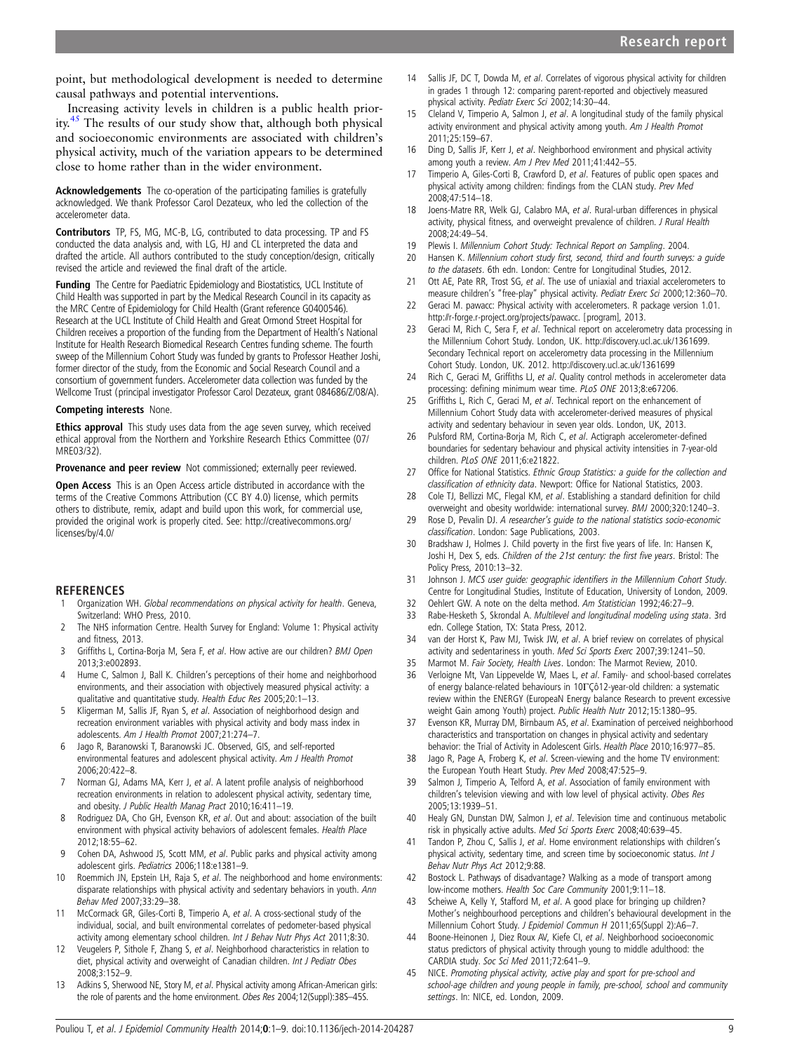point, but methodological development is needed to determine causal pathways and potential interventions.

Increasing activity levels in children is a public health priority.[45] The results of our study show that, although both physical and socioeconomic environments are associated with children's physical activity, much of the variation appears to be determined close to home rather than in the wider environment.

**Acknowledgements** The co-operation of the participating families is gratefully acknowledged. We thank Professor Carol Dezateux, who led the collection of the accelerometer data.

**Contributors** TP, FS, MG, MC-B, LG, contributed to data processing. TP and FS conducted the data analysis and, with LG, HJ and CL interpreted the data and drafted the article. All authors contributed to the study conception/design, critically revised the article and reviewed the final draft of the article.

**Funding** The Centre for Paediatric Epidemiology and Biostatistics, UCL Institute of Child Health was supported in part by the Medical Research Council in its capacity as the MRC Centre of Epidemiology for Child Health (Grant reference G0400546). Research at the UCL Institute of Child Health and Great Ormond Street Hospital for Children receives a proportion of the funding from the Department of Health's National Institute for Health Research Biomedical Research Centres funding scheme. The fourth sweep of the Millennium Cohort Study was funded by grants to Professor Heather Joshi, former director of the study, from the Economic and Social Research Council and a consortium of government funders. Accelerometer data collection was funded by the Wellcome Trust (principal investigator Professor Carol Dezateux, grant 084686/Z/08/A).

**Competing interests** None.

**Ethics approval** This study uses data from the age seven survey, which received ethical approval from the Northern and Yorkshire Research Ethics Committee (07/MRE03/32).

**Provenance and peer review** Not commissioned; externally peer reviewed.

**Open Access** This is an Open Access article distributed in accordance with the terms of the Creative Commons Attribution (CC BY 4.0) license, which permits others to distribute, remix, adapt and build upon this work, for commercial use, provided the original work is properly cited. See: http://creativecommons.org/licenses/by/4.0/

## REFERENCES

1. Organization WH. *Global recommendations on physical activity for health*. Geneva, Switzerland: WHO Press, 2010.
2. The NHS information Centre. Health Survey for England: Volume 1: Physical activity and fitness, 2013.
3. Griffiths L, Cortina-Borja M, Sera F, *et al*. How active are our children? *BMJ Open* 2013;3:e002893.
4. Hume C, Salmon J, Ball K. Children's perceptions of their home and neighborhood environments, and their association with objectively measured physical activity: a qualitative and quantitative study. *Health Educ Res* 2005;20:1–13.
5. Kligerman M, Sallis JF, Ryan S, *et al*. Association of neighborhood design and recreation environment variables with physical activity and body mass index in adolescents. *Am J Health Promot* 2007;21:274–7.
6. Jago R, Baranowski T, Baranowski JC. Observed, GIS, and self-reported environmental features and adolescent physical activity. *Am J Health Promot* 2006;20:422–8.
7. Norman GJ, Adams MA, Kerr J, *et al*. A latent profile analysis of neighborhood recreation environments in relation to adolescent physical activity, sedentary time, and obesity. *J Public Health Manag Pract* 2010;16:411–19.
8. Rodriguez DA, Cho GH, Evenson KR, *et al*. Out and about: association of the built environment with physical activity behaviors of adolescent females. *Health Place* 2012;18:55–62.
9. Cohen DA, Ashwood JS, Scott MM, *et al*. Public parks and physical activity among adolescent girls. *Pediatrics* 2006;118:e1381–9.
10. Roemmich JN, Epstein LH, Raja S, *et al*. The neighborhood and home environments: disparate relationships with physical activity and sedentary behaviors in youth. *Ann Behav Med* 2007;33:29–38.
11. McCormack GR, Giles-Corti B, Timperio A, *et al*. A cross-sectional study of the individual, social, and built environmental correlates of pedometer-based physical activity among elementary school children. *Int J Behav Nutr Phys Act* 2011;8:30.
12. Veugelers P, Sithole F, Zhang S, *et al*. Neighborhood characteristics in relation to diet, physical activity and overweight of Canadian children. *Int J Pediatr Obes* 2008;3:152–9.
13. Adkins S, Sherwood NE, Story M, *et al*. Physical activity among African-American girls: the role of parents and the home environment. *Obes Res* 2004;12(Suppl):38S–45S.
14. Sallis JF, DC T, Dowda M, *et al*. Correlates of vigorous physical activity for children in grades 1 through 12: comparing parent-reported and objectively measured physical activity. *Pediatr Exerc Sci* 2002;14:30–44.
15. Cleland V, Timperio A, Salmon J, *et al*. A longitudinal study of the family physical activity environment and physical activity among youth. *Am J Health Promot* 2011;25:159–67.
16. Ding D, Sallis JF, Kerr J, *et al*. Neighborhood environment and physical activity among youth a review. *Am J Prev Med* 2011;41:442–55.
17. Timperio A, Giles-Corti B, Crawford D, *et al*. Features of public open spaces and physical activity among children: findings from the CLAN study. *Prev Med* 2008;47:514–18.
18. Joens-Matre RR, Welk GJ, Calabro MA, *et al*. Rural-urban differences in physical activity, physical fitness, and overweight prevalence of children. *J Rural Health* 2008;24:49–54.
19. Plewis I. *Millennium Cohort Study: Technical Report on Sampling*. 2004.
20. Hansen K. *Millennium cohort study first, second, third and fourth surveys: a guide to the datasets*. 6th edn. London: Centre for Longitudinal Studies, 2012.
21. Ott AE, Pate RR, Trost SG, *et al*. The use of uniaxial and triaxial accelerometers to measure children's "free-play" physical activity. *Pediatr Exerc Sci* 2000;12:360–70.
22. Geraci M. pawacc: Physical activity with accelerometers. R package version 1.01. http://r-forge.r-project.org/projects/pawacc. [program], 2013.
23. Geraci M, Rich C, Sera F, *et al*. Technical report on accelerometry data processing in the Millennium Cohort Study. London, UK. http://discovery.ucl.ac.uk/1361699. Secondary Technical report on accelerometry data processing in the Millennium Cohort Study. London, UK. 2012. http://discovery.ucl.ac.uk/1361699
24. Rich C, Geraci M, Griffiths LJ, *et al*. Quality control methods in accelerometer data processing: defining minimum wear time. *PLoS ONE* 2013;8:e67206.
25. Griffiths L, Rich C, Geraci M, *et al*. Technical report on the enhancement of Millennium Cohort Study data with accelerometer-derived measures of physical activity and sedentary behaviour in seven year olds. London, UK, 2013.
26. Pulsford RM, Cortina-Borja M, Rich C, *et al*. Actigraph accelerometer-defined boundaries for sedentary behaviour and physical activity intensities in 7-year-old children. *PLoS ONE* 2011;6:e21822.
27. Office for National Statistics. *Ethnic Group Statistics: a guide for the collection and classification of ethnicity data*. Newport: Office for National Statistics, 2003.
28. Cole TJ, Bellizzi MC, Flegal KM, *et al*. Establishing a standard definition for child overweight and obesity worldwide: international survey. *BMJ* 2000;320:1240–3.
29. Rose D, Pevalin DJ. *A researcher's guide to the national statistics socio-economic classification*. London: Sage Publications, 2003.
30. Bradshaw J, Holmes J. Child poverty in the first five years of life. In: Hansen K, Joshi H, Dex S, eds. *Children of the 21st century: the first five years*. Bristol: The Policy Press, 2010:13–32.
31. Johnson J. *MCS user guide: geographic identifiers in the Millennium Cohort Study*. Centre for Longitudinal Studies, Institute of Education, University of London, 2009.
32. Oehlert GW. A note on the delta method. *Am Statistician* 1992;46:27–9.
33. Rabe-Hesketh S, Skrondal A. *Multilevel and longitudinal modeling using stata*. 3rd edn. College Station, TX: Stata Press, 2012.
34. van der Horst K, Paw MJ, Twisk JW, *et al*. A brief review on correlates of physical activity and sedentariness in youth. *Med Sci Sports Exerc* 2007;39:1241–50.
35. Marmot M. *Fair Society, Health Lives*. London: The Marmot Review, 2010.
36. Verloigne Mt, Van Lippevelde W, Maes L, *et al*. Family- and school-based correlates of energy balance-related behaviours in 10ΓÇô12-year-old children: a systematic review within the ENERGY (EuropeaN Energy balance Research to prevent excessive weight Gain among Youth) project. *Public Health Nutr* 2012;15:1380–95.
37. Evenson KR, Murray DM, Birnbaum AS, *et al*. Examination of perceived neighborhood characteristics and transportation on changes in physical activity and sedentary behavior: the Trial of Activity in Adolescent Girls. *Health Place* 2010;16:977–85.
38. Jago R, Page A, Froberg K, *et al*. Screen-viewing and the home TV environment: the European Youth Heart Study. *Prev Med* 2008;47:525–9.
39. Salmon J, Timperio A, Telford A, *et al*. Association of family environment with children's television viewing and with low level of physical activity. *Obes Res* 2005;13:1939–51.
40. Healy GN, Dunstan DW, Salmon J, *et al*. Television time and continuous metabolic risk in physically active adults. *Med Sci Sports Exerc* 2008;40:639–45.
41. Tandon P, Zhou C, Sallis J, *et al*. Home environment relationships with children's physical activity, sedentary time, and screen time by socioeconomic status. *Int J Behav Nutr Phys Act* 2012;9:88.
42. Bostock L. Pathways of disadvantage? Walking as a mode of transport among low-income mothers. *Health Soc Care Community* 2001;9:11–18.
43. Scheiwe A, Kelly Y, Stafford M, *et al*. A good place for bringing up children? Mother's neighbourhood perceptions and children's behavioural development in the Millennium Cohort Study. *J Epidemiol Commun H* 2011;65(Suppl 2):A6–7.
44. Boone-Heinonen J, Diez Roux AV, Kiefe CI, *et al*. Neighborhood socioeconomic status predictors of physical activity through young to middle adulthood: the CARDIA study. *Soc Sci Med* 2011;72:641–9.
45. NICE. *Promoting physical activity, active play and sport for pre-school and school-age children and young people in family, pre-school, school and community settings*. In: NICE, ed. London, 2009.